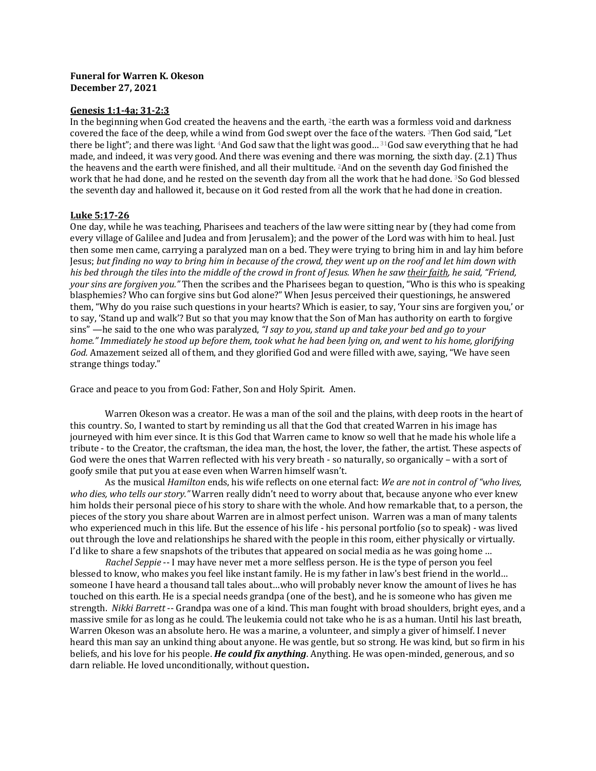**Funeral for Warren K. Okeson**
**December 27, 2021**

**<u>Genesis 1:1-4a; 31-2:3</u>**

In the beginning when God created the heavens and the earth, 2the earth was a formless void and darkness covered the face of the deep, while a wind from God swept over the face of the waters. 3Then God said, "Let there be light"; and there was light. 4And God saw that the light was good… 31God saw everything that he had made, and indeed, it was very good. And there was evening and there was morning, the sixth day. (2.1) Thus the heavens and the earth were finished, and all their multitude. 2And on the seventh day God finished the work that he had done, and he rested on the seventh day from all the work that he had done. 3So God blessed the seventh day and hallowed it, because on it God rested from all the work that he had done in creation.

**<u>Luke 5:17-26</u>**

One day, while he was teaching, Pharisees and teachers of the law were sitting near by (they had come from every village of Galilee and Judea and from Jerusalem); and the power of the Lord was with him to heal. Just then some men came, carrying a paralyzed man on a bed. They were trying to bring him in and lay him before Jesus; *but finding no way to bring him in because of the crowd, they went up on the roof and let him down with his bed through the tiles into the middle of the crowd in front of Jesus. When he saw <u>their faith</u>, he said, "Friend, your sins are forgiven you."* Then the scribes and the Pharisees began to question, "Who is this who is speaking blasphemies? Who can forgive sins but God alone?" When Jesus perceived their questionings, he answered them, "Why do you raise such questions in your hearts? Which is easier, to say, 'Your sins are forgiven you,' or to say, 'Stand up and walk'? But so that you may know that the Son of Man has authority on earth to forgive sins" —he said to the one who was paralyzed, *"I say to you, stand up and take your bed and go to your home." Immediately he stood up before them, took what he had been lying on, and went to his home, glorifying God.* Amazement seized all of them, and they glorified God and were filled with awe, saying, "We have seen strange things today."

Grace and peace to you from God: Father, Son and Holy Spirit. Amen.

Warren Okeson was a creator. He was a man of the soil and the plains, with deep roots in the heart of this country. So, I wanted to start by reminding us all that the God that created Warren in his image has journeyed with him ever since. It is this God that Warren came to know so well that he made his whole life a tribute - to the Creator, the craftsman, the idea man, the host, the lover, the father, the artist. These aspects of God were the ones that Warren reflected with his very breath - so naturally, so organically – with a sort of goofy smile that put you at ease even when Warren himself wasn't.

As the musical *Hamilton* ends, his wife reflects on one eternal fact: *We are not in control of "who lives, who dies, who tells our story."* Warren really didn't need to worry about that, because anyone who ever knew him holds their personal piece of his story to share with the whole. And how remarkable that, to a person, the pieces of the story you share about Warren are in almost perfect unison. Warren was a man of many talents who experienced much in this life. But the essence of his life - his personal portfolio (so to speak) - was lived out through the love and relationships he shared with the people in this room, either physically or virtually. I'd like to share a few snapshots of the tributes that appeared on social media as he was going home …

*Rachel Seppie* -- I may have never met a more selfless person. He is the type of person you feel blessed to know, who makes you feel like instant family. He is my father in law's best friend in the world… someone I have heard a thousand tall tales about…who will probably never know the amount of lives he has touched on this earth. He is a special needs grandpa (one of the best), and he is someone who has given me strength. *Nikki Barrett* -- Grandpa was one of a kind. This man fought with broad shoulders, bright eyes, and a massive smile for as long as he could. The leukemia could not take who he is as a human. Until his last breath, Warren Okeson was an absolute hero. He was a marine, a volunteer, and simply a giver of himself. I never heard this man say an unkind thing about anyone. He was gentle, but so strong. He was kind, but so firm in his beliefs, and his love for his people. ***He could fix anything***. Anything. He was open-minded, generous, and so darn reliable. He loved unconditionally, without question**.**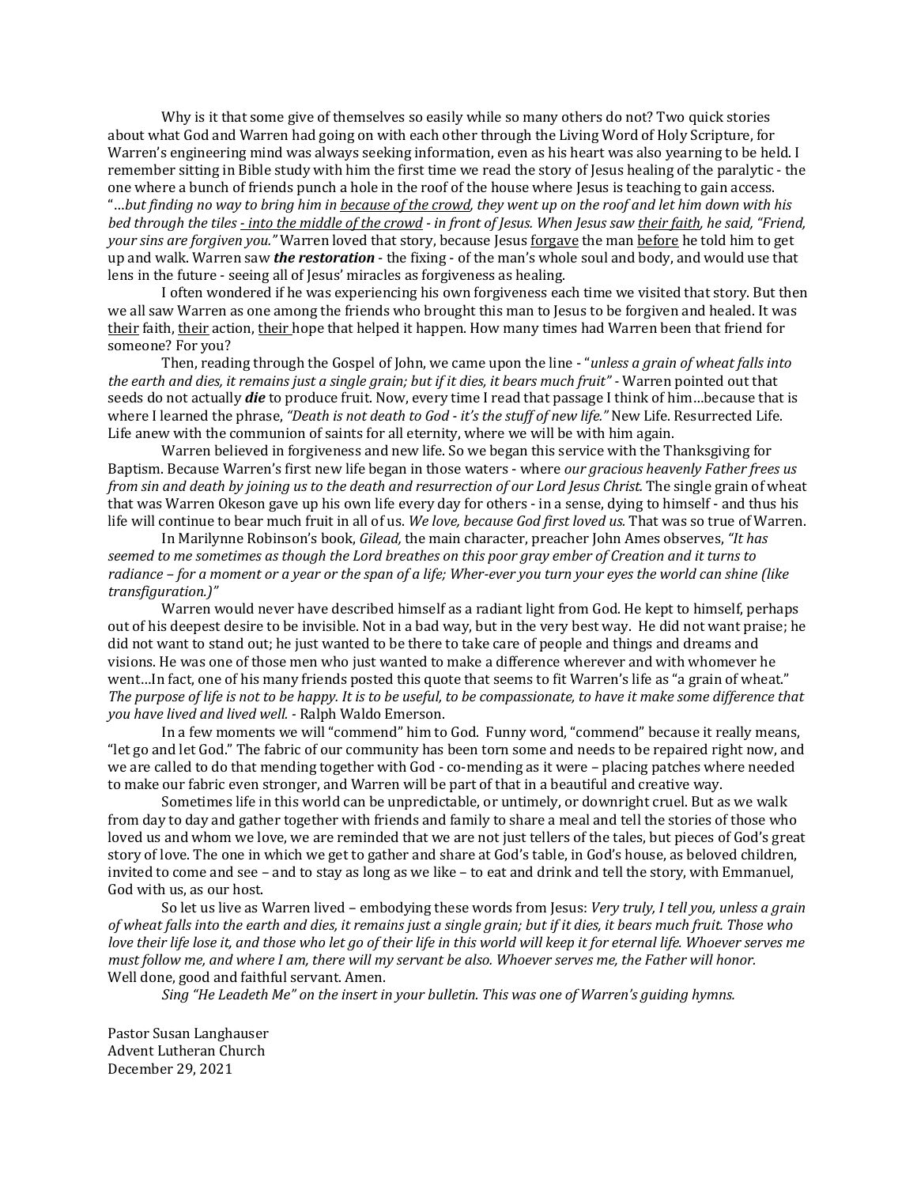Why is it that some give of themselves so easily while so many others do not? Two quick stories about what God and Warren had going on with each other through the Living Word of Holy Scripture, for Warren's engineering mind was always seeking information, even as his heart was also yearning to be held. I remember sitting in Bible study with him the first time we read the story of Jesus healing of the paralytic - the one where a bunch of friends punch a hole in the roof of the house where Jesus is teaching to gain access. "*…but finding no way to bring him in <u>because of the crowd</u>, they went up on the roof and let him down with his bed through the tiles <u>- into the middle of the crowd</u> - in front of Jesus. When Jesus saw <u>their faith</u>, he said, "Friend, your sins are forgiven you."* Warren loved that story, because Jesus <u>forgave</u> the man <u>before</u> he told him to get up and walk. Warren saw ***the restoration*** - the fixing - of the man's whole soul and body, and would use that lens in the future - seeing all of Jesus' miracles as forgiveness as healing.

I often wondered if he was experiencing his own forgiveness each time we visited that story. But then we all saw Warren as one among the friends who brought this man to Jesus to be forgiven and healed. It was <u>their</u> faith, <u>their</u> action, <u>their</u> hope that helped it happen. How many times had Warren been that friend for someone? For you?

Then, reading through the Gospel of John, we came upon the line - "*unless a grain of wheat falls into the earth and dies, it remains just a single grain; but if it dies, it bears much fruit"* - Warren pointed out that seeds do not actually ***die*** to produce fruit. Now, every time I read that passage I think of him…because that is where I learned the phrase, *"Death is not death to God - it's the stuff of new life."* New Life. Resurrected Life. Life anew with the communion of saints for all eternity, where we will be with him again.

Warren believed in forgiveness and new life. So we began this service with the Thanksgiving for Baptism. Because Warren's first new life began in those waters - where *our gracious heavenly Father frees us from sin and death by joining us to the death and resurrection of our Lord Jesus Christ.* The single grain of wheat that was Warren Okeson gave up his own life every day for others - in a sense, dying to himself - and thus his life will continue to bear much fruit in all of us. *We love, because God first loved us.* That was so true of Warren.

In Marilynne Robinson's book, *Gilead,* the main character, preacher John Ames observes, *"It has seemed to me sometimes as though the Lord breathes on this poor gray ember of Creation and it turns to radiance – for a moment or a year or the span of a life; Wher-ever you turn your eyes the world can shine (like transfiguration.)"*

Warren would never have described himself as a radiant light from God. He kept to himself, perhaps out of his deepest desire to be invisible. Not in a bad way, but in the very best way. He did not want praise; he did not want to stand out; he just wanted to be there to take care of people and things and dreams and visions. He was one of those men who just wanted to make a difference wherever and with whomever he went…In fact, one of his many friends posted this quote that seems to fit Warren's life as "a grain of wheat." *The purpose of life is not to be happy. It is to be useful, to be compassionate, to have it make some difference that you have lived and lived well.* - Ralph Waldo Emerson.

In a few moments we will "commend" him to God. Funny word, "commend" because it really means, "let go and let God." The fabric of our community has been torn some and needs to be repaired right now, and we are called to do that mending together with God - co-mending as it were – placing patches where needed to make our fabric even stronger, and Warren will be part of that in a beautiful and creative way.

Sometimes life in this world can be unpredictable, or untimely, or downright cruel. But as we walk from day to day and gather together with friends and family to share a meal and tell the stories of those who loved us and whom we love, we are reminded that we are not just tellers of the tales, but pieces of God's great story of love. The one in which we get to gather and share at God's table, in God's house, as beloved children, invited to come and see – and to stay as long as we like – to eat and drink and tell the story, with Emmanuel, God with us, as our host.

So let us live as Warren lived – embodying these words from Jesus: *Very truly, I tell you, unless a grain of wheat falls into the earth and dies, it remains just a single grain; but if it dies, it bears much fruit. Those who love their life lose it, and those who let go of their life in this world will keep it for eternal life. Whoever serves me must follow me, and where I am, there will my servant be also. Whoever serves me, the Father will honor.* Well done, good and faithful servant. Amen.

*Sing "He Leadeth Me" on the insert in your bulletin. This was one of Warren's guiding hymns.*

Pastor Susan Langhauser
Advent Lutheran Church
December 29, 2021